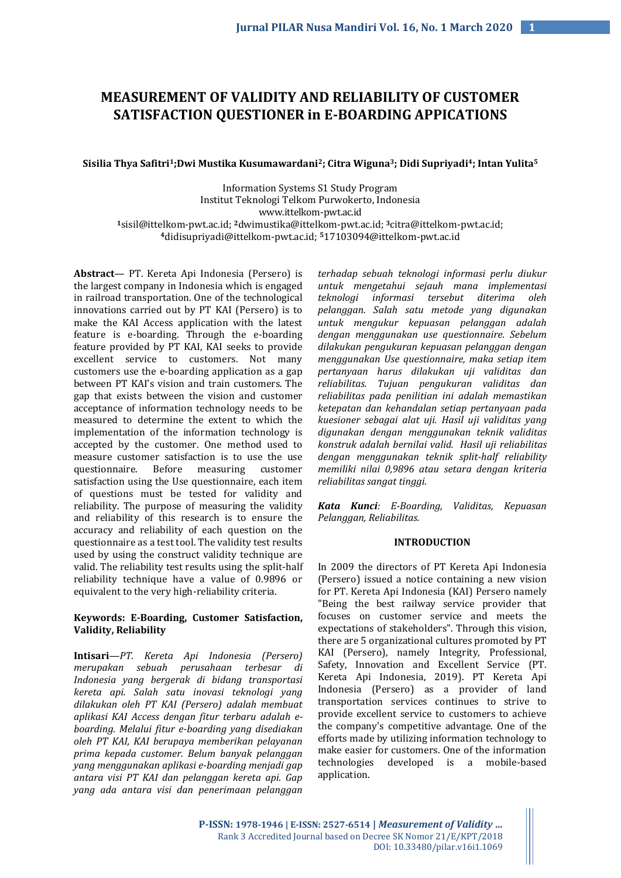# MEASUREMENT OF VALIDITY AND RELIABILITY OF CUSTOMER SATISFACTION QUESTIONER in E-BOARDING APPICATIONS

**Sisilia Thya Safitri[1];Dwi Mustika Kusumawardani[2]; Citra Wiguna[3]; Didi Supriyadi[4]; Intan Yulita[5]**

Information Systems S1 Study Program
Institut Teknologi Telkom Purwokerto, Indonesia
www.ittelkom-pwt.ac.id
[1]sisil@ittelkom-pwt.ac.id; [2]dwimustika@ittelkom-pwt.ac.id; [3]citra@ittelkom-pwt.ac.id;
[4]didisupriyadi@ittelkom-pwt.ac.id; [5]17103094@ittelkom-pwt.ac.id

**Abstract**— PT. Kereta Api Indonesia (Persero) is the largest company in Indonesia which is engaged in railroad transportation. One of the technological innovations carried out by PT KAI (Persero) is to make the KAI Access application with the latest feature is e-boarding. Through the e-boarding feature provided by PT KAI, KAI seeks to provide excellent service to customers. Not many customers use the e-boarding application as a gap between PT KAI's vision and train customers. The gap that exists between the vision and customer acceptance of information technology needs to be measured to determine the extent to which the implementation of the information technology is accepted by the customer. One method used to measure customer satisfaction is to use the use questionnaire. Before measuring customer satisfaction using the Use questionnaire, each item of questions must be tested for validity and reliability. The purpose of measuring the validity and reliability of this research is to ensure the accuracy and reliability of each question on the questionnaire as a test tool. The validity test results used by using the construct validity technique are valid. The reliability test results using the split-half reliability technique have a value of 0.9896 or equivalent to the very high-reliability criteria.

**Keywords: E-Boarding, Customer Satisfaction, Validity, Reliability**

**Intisari**—*PT. Kereta Api Indonesia (Persero) merupakan sebuah perusahaan terbesar di Indonesia yang bergerak di bidang transportasi kereta api. Salah satu inovasi teknologi yang dilakukan oleh PT KAI (Persero) adalah membuat aplikasi KAI Access dengan fitur terbaru adalah e-boarding. Melalui fitur e-boarding yang disediakan oleh PT KAI, KAI berupaya memberikan pelayanan prima kepada customer. Belum banyak pelanggan yang menggunakan aplikasi e-boarding menjadi gap antara visi PT KAI dan pelanggan kereta api. Gap yang ada antara visi dan penerimaan pelanggan terhadap sebuah teknologi informasi perlu diukur untuk mengetahui sejauh mana implementasi teknologi informasi tersebut diterima oleh pelanggan. Salah satu metode yang digunakan untuk mengukur kepuasan pelanggan adalah dengan menggunakan use questionnaire. Sebelum dilakukan pengukuran kepuasan pelanggan dengan menggunakan Use questionnaire, maka setiap item pertanyaan harus dilakukan uji validitas dan reliabilitas. Tujuan pengukuran validitas dan reliabilitas pada penilitian ini adalah memastikan ketepatan dan kehandalan setiap pertanyaan pada kuesioner sebagai alat uji. Hasil uji validitas yang digunakan dengan menggunakan teknik validitas konstruk adalah bernilai valid. Hasil uji reliabilitas dengan menggunakan teknik split-half reliability memiliki nilai 0,9896 atau setara dengan kriteria reliabilitas sangat tinggi.*

***Kata Kunci**: E-Boarding, Validitas, Kepuasan Pelanggan, Reliabilitas.*

## INTRODUCTION

In 2009 the directors of PT Kereta Api Indonesia (Persero) issued a notice containing a new vision for PT. Kereta Api Indonesia (KAI) Persero namely "Being the best railway service provider that focuses on customer service and meets the expectations of stakeholders". Through this vision, there are 5 organizational cultures promoted by PT KAI (Persero), namely Integrity, Professional, Safety, Innovation and Excellent Service (PT. Kereta Api Indonesia, 2019). PT Kereta Api Indonesia (Persero) as a provider of land transportation services continues to strive to provide excellent service to customers to achieve the company's competitive advantage. One of the efforts made by utilizing information technology to make easier for customers. One of the information technologies developed is a mobile-based application.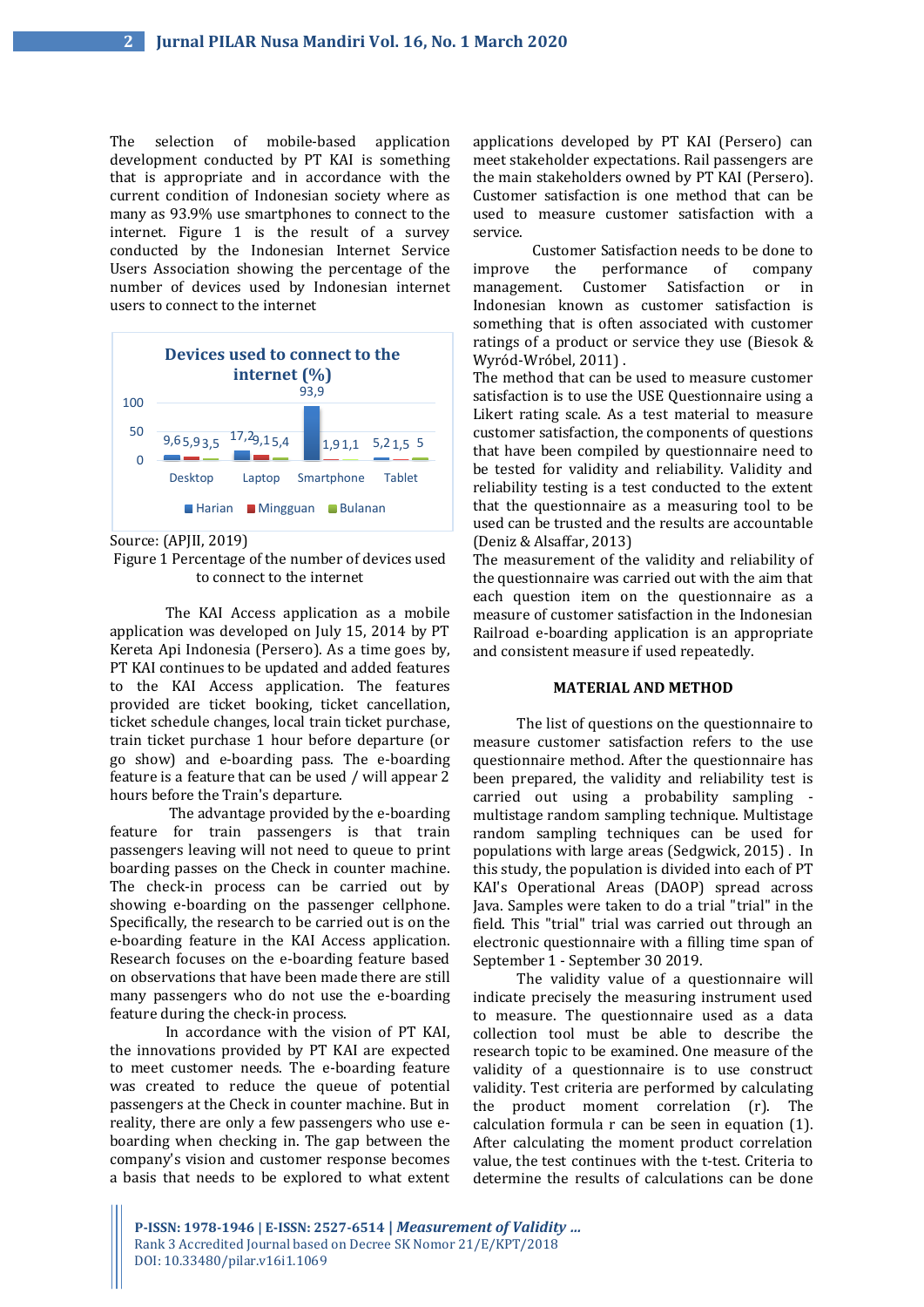The selection of mobile-based application development conducted by PT KAI is something that is appropriate and in accordance with the current condition of Indonesian society where as many as 93.9% use smartphones to connect to the internet. Figure 1 is the result of a survey conducted by the Indonesian Internet Service Users Association showing the percentage of the number of devices used by Indonesian internet users to connect to the internet

| Devices used to connect to the internet (%) | Harian | Mingguan | Bulanan |
|---|---|---|---|
| Desktop | 9,6 | 5,9 | 3,5 |
| Laptop | 17,2 | 9,1 | 5,4 |
| Smartphone | 93,9 | 1,9 | 1,1 |
| Tablet | 5,2 | 1,5 | 5 |

Source: (APJII, 2019)

Figure 1 Percentage of the number of devices used to connect to the internet

The KAI Access application as a mobile application was developed on July 15, 2014 by PT Kereta Api Indonesia (Persero). As a time goes by, PT KAI continues to be updated and added features to the KAI Access application. The features provided are ticket booking, ticket cancellation, ticket schedule changes, local train ticket purchase, train ticket purchase 1 hour before departure (or go show) and e-boarding pass. The e-boarding feature is a feature that can be used / will appear 2 hours before the Train's departure.

The advantage provided by the e-boarding feature for train passengers is that train passengers leaving will not need to queue to print boarding passes on the Check in counter machine. The check-in process can be carried out by showing e-boarding on the passenger cellphone. Specifically, the research to be carried out is on the e-boarding feature in the KAI Access application. Research focuses on the e-boarding feature based on observations that have been made there are still many passengers who do not use the e-boarding feature during the check-in process.

In accordance with the vision of PT KAI, the innovations provided by PT KAI are expected to meet customer needs. The e-boarding feature was created to reduce the queue of potential passengers at the Check in counter machine. But in reality, there are only a few passengers who use e-boarding when checking in. The gap between the company's vision and customer response becomes a basis that needs to be explored to what extent applications developed by PT KAI (Persero) can meet stakeholder expectations. Rail passengers are the main stakeholders owned by PT KAI (Persero). Customer satisfaction is one method that can be used to measure customer satisfaction with a service.

Customer Satisfaction needs to be done to improve the performance of company management. Customer Satisfaction or in Indonesian known as customer satisfaction is something that is often associated with customer ratings of a product or service they use (Biesok & Wyród-Wróbel, 2011) .

The method that can be used to measure customer satisfaction is to use the USE Questionnaire using a Likert rating scale. As a test material to measure customer satisfaction, the components of questions that have been compiled by questionnaire need to be tested for validity and reliability. Validity and reliability testing is a test conducted to the extent that the questionnaire as a measuring tool to be used can be trusted and the results are accountable (Deniz & Alsaffar, 2013)

The measurement of the validity and reliability of the questionnaire was carried out with the aim that each question item on the questionnaire as a measure of customer satisfaction in the Indonesian Railroad e-boarding application is an appropriate and consistent measure if used repeatedly.

## MATERIAL AND METHOD

The list of questions on the questionnaire to measure customer satisfaction refers to the use questionnaire method. After the questionnaire has been prepared, the validity and reliability test is carried out using a probability sampling - multistage random sampling technique. Multistage random sampling techniques can be used for populations with large areas (Sedgwick, 2015) . In this study, the population is divided into each of PT KAI's Operational Areas (DAOP) spread across Java. Samples were taken to do a trial "trial" in the field. This "trial" trial was carried out through an electronic questionnaire with a filling time span of September 1 - September 30 2019.

The validity value of a questionnaire will indicate precisely the measuring instrument used to measure. The questionnaire used as a data collection tool must be able to describe the research topic to be examined. One measure of the validity of questionnaire is to use construct validity. Test criteria are performed by calculating the product moment correlation (r). The calculation formula r can be seen in equation (1). After calculating the moment product correlation value, the test continues with the t-test. Criteria to determine the results of calculations can be done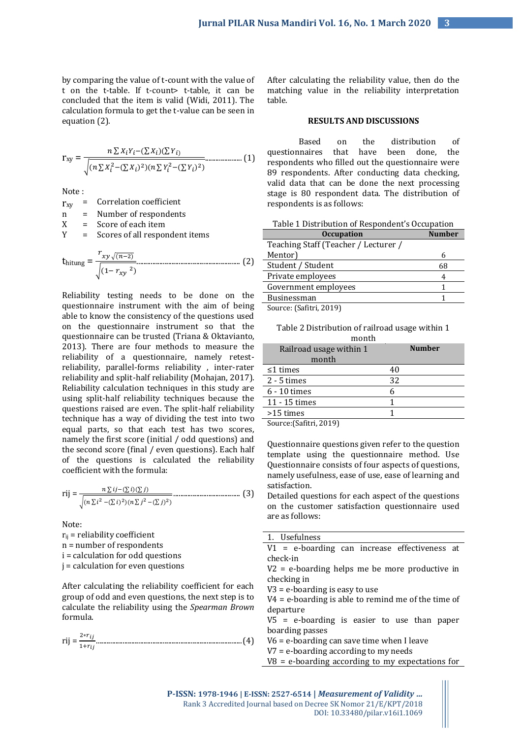by comparing the value of t-count with the value of t on the t-table. If t-count> t-table, it can be concluded that the item is valid (Widi, 2011). The calculation formula to get the t-value can be seen in equation (2).

$$r_{xy} = \frac{n\sum X_i Y_i - (\sum X_i)(\sum Y_i)}{\sqrt{(n\sum X_i^2 - (\sum X_i)^2)(n\sum Y_i^2 - (\sum Y_i)^2)}} \quad (1)$$

Note :

$r_{xy}$ = Correlation coefficient
n = Number of respondents
X = Score of each item
Y = Scores of all respondent items

$$t_{hitung} = \frac{r_{xy}\sqrt{(n-2)}}{\sqrt{(1-r_{xy}{}^2)}} \quad (2)$$

Reliability testing needs to be done on the questionnaire instrument with the aim of being able to know the consistency of the questions used on the questionnaire instrument so that the questionnaire can be trusted (Triana & Oktavianto, 2013). There are four methods to measure the reliability of a questionnaire, namely retest-reliability, parallel-forms reliability , inter-rater reliability and split-half reliability (Mohajan, 2017). Reliability calculation techniques in this study are using split-half reliability techniques because the questions raised are even. The split-half reliability technique has a way of dividing the test into two equal parts, so that each test has two scores, namely the first score (initial / odd questions) and the second score (final / even questions). Each half of the questions is calculated the reliability coefficient with the formula:

$$rij = \frac{n\sum ij - (\sum i)(\sum j)}{\sqrt{(n\sum i^2 - (\sum i)^2)(n\sum j^2 - (\sum j)^2)}} \quad (3)$$

Note:

$r_{ij}$ = reliability coefficient
n = number of respondents
i = calculation for odd questions
j = calculation for even questions

After calculating the reliability coefficient for each group of odd and even questions, the next step is to calculate the reliability using the *Spearman Brown* formula.

$$rij = \frac{2*r_{ij}}{1+r_{ij}} \quad (4)$$

After calculating the reliability value, then do the matching value in the reliability interpretation table.

## RESULTS AND DISCUSSIONS

Based on the distribution of questionnaires that have been done, the respondents who filled out the questionnaire were 89 respondents. After conducting data checking, valid data that can be done the next processing stage is 80 respondent data. The distribution of respondents is as follows:

Table 1 Distribution of Respondent's Occupation

| Occupation | Number |
|---|---|
| Teaching Staff (Teacher / Lecturer / Mentor) | 6 |
| Student / Student | 68 |
| Private employees | 4 |
| Government employees | 1 |
| Businessman | 1 |

Source: (Safitri, 2019)

Table 2 Distribution of railroad usage within 1 month

| Railroad usage within 1 month | Number |
|---|---|
| ≤1 times | 40 |
| 2 - 5 times | 32 |
| 6 - 10 times | 6 |
| 11 - 15 times | 1 |
| >15 times | 1 |

Source:(Safitri, 2019)

Questionnaire questions given refer to the question template using the questionnaire method. Use Questionnaire consists of four aspects of questions, namely usefulness, ease of use, ease of learning and satisfaction.

Detailed questions for each aspect of the questions on the customer satisfaction questionnaire used are as follows:

1. Usefulness

V1 = e-boarding can increase effectiveness at check-in
V2 = e-boarding helps me be more productive in checking in
V3 = e-boarding is easy to use
V4 = e-boarding is able to remind me of the time of departure
V5 = e-boarding is easier to use than paper boarding passes
V6 = e-boarding can save time when I leave
V7 = e-boarding according to my needs
V8 = e-boarding according to my expectations for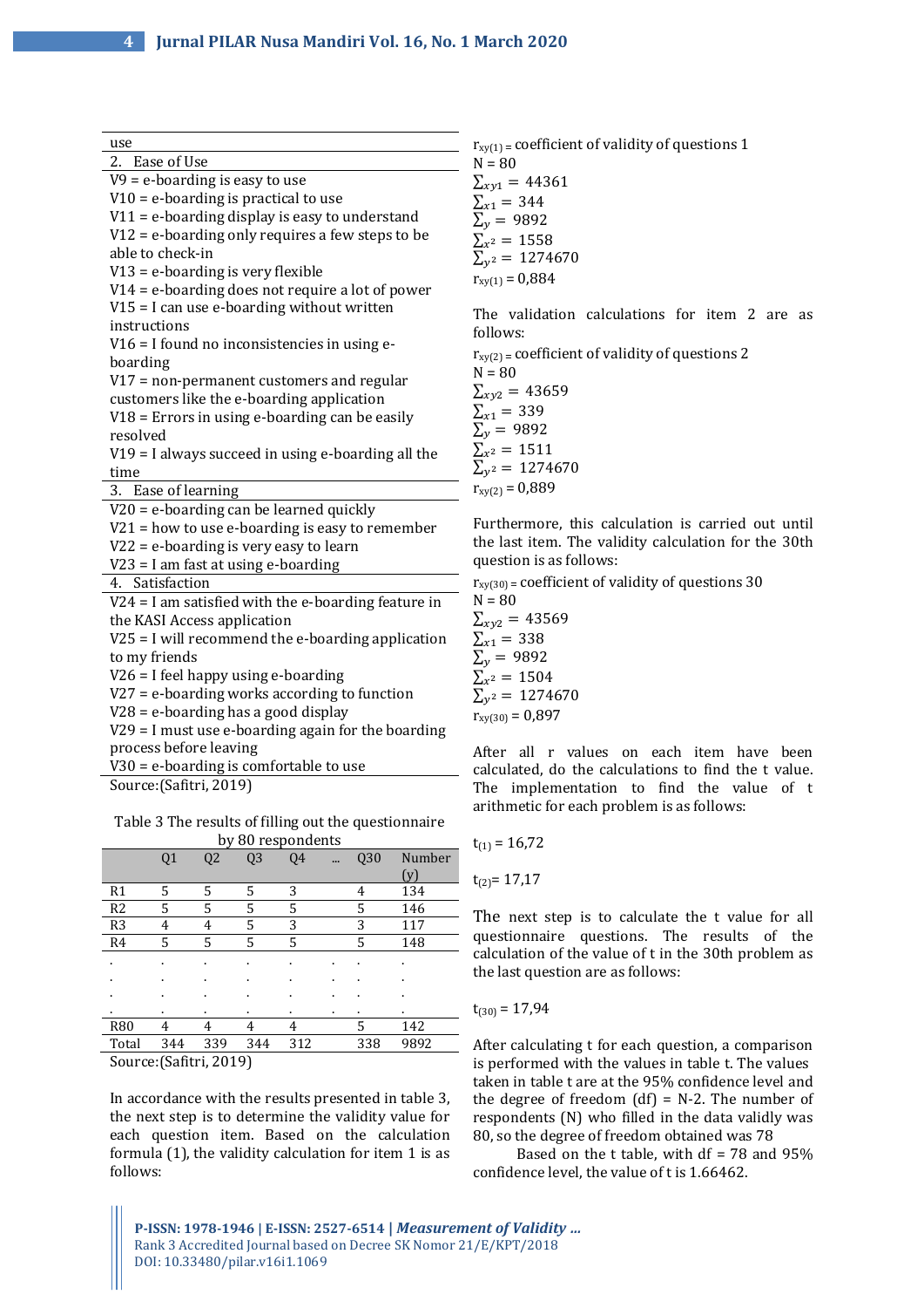| use |
|---|
| 2. Ease of Use |
| V9 = e-boarding is easy to use |
| V10 = e-boarding is practical to use |
| V11 = e-boarding display is easy to understand |
| V12 = e-boarding only requires a few steps to be able to check-in |
| V13 = e-boarding is very flexible |
| V14 = e-boarding does not require a lot of power |
| V15 = I can use e-boarding without written instructions |
| V16 = I found no inconsistencies in using e-boarding |
| V17 = non-permanent customers and regular customers like the e-boarding application |
| V18 = Errors in using e-boarding can be easily resolved |
| V19 = I always succeed in using e-boarding all the time |
| 3. Ease of learning |
| V20 = e-boarding can be learned quickly |
| V21 = how to use e-boarding is easy to remember |
| V22 = e-boarding is very easy to learn |
| V23 = I am fast at using e-boarding |
| 4. Satisfaction |
| V24 = I am satisfied with the e-boarding feature in the KASI Access application |
| V25 = I will recommend the e-boarding application to my friends |
| V26 = I feel happy using e-boarding |
| V27 = e-boarding works according to function |
| V28 = e-boarding has a good display |
| V29 = I must use e-boarding again for the boarding process before leaving |
| V30 = e-boarding is comfortable to use |

Source:(Safitri, 2019)

Table 3 The results of filling out the questionnaire by 80 respondents

| | Q1 | Q2 | Q3 | Q4 | ... | Q30 | Number (y) |
|---|---|---|---|---|---|---|---|
| R1 | 5 | 5 | 5 | 3 | | 4 | 134 |
| R2 | 5 | 5 | 5 | 5 | | 5 | 146 |
| R3 | 4 | 4 | 5 | 3 | | 3 | 117 |
| R4 | 5 | 5 | 5 | 5 | | 5 | 148 |
| . | . | . | . | . | . | . | . |
| . | . | . | . | . | . | . | . |
| . | . | . | . | . | . | . | . |
| . | . | . | . | . | . | . | . |
| R80 | 4 | 4 | 4 | 4 | | 5 | 142 |
| Total | 344 | 339 | 344 | 312 | | 338 | 9892 |

Source:(Safitri, 2019)

In accordance with the results presented in table 3, the next step is to determine the validity value for each question item. Based on the calculation formula (1), the validity calculation for item 1 is as follows:

$r_{xy(1)}$ = coefficient of validity of questions 1
N = 80
$\sum_{xy1} = 44361$
$\sum_{x1} = 344$
$\sum_{y} = 9892$
$\sum_{x^2} = 1558$
$\sum_{y^2} = 1274670$
$r_{xy(1)}$ = 0,884

The validation calculations for item 2 are as follows:

$r_{xy(2)}$ = coefficient of validity of questions 2
N = 80
$\sum_{xy2} = 43659$
$\sum_{x1} = 339$
$\sum_{y} = 9892$
$\sum_{x^2} = 1511$
$\sum_{y^2} = 1274670$
$r_{xy(2)}$ = 0,889

Furthermore, this calculation is carried out until the last item. The validity calculation for the 30th question is as follows:

$r_{xy(30)}$ = coefficient of validity of questions 30
N = 80
$\sum_{xy2} = 43569$
$\sum_{x1} = 338$
$\sum_{y} = 9892$
$\sum_{x^2} = 1504$
$\sum_{y^2} = 1274670$
$r_{xy(30)}$ = 0,897

After all r values on each item have been calculated, do the calculations to find the t value. The implementation to find the value of t arithmetic for each problem is as follows:

$t_{(1)}$ = 16,72

$t_{(2)}$= 17,17

The next step is to calculate the t value for all questionnaire questions. The results of the calculation of the value of t in the 30th problem as the last question are as follows:

$t_{(30)}$ = 17,94

After calculating t for each question, a comparison is performed with the values in table t. The values taken in table t are at the 95% confidence level and the degree of freedom (df) = N-2. The number of respondents (N) who filled in the data validly was 80, so the degree of freedom obtained was 78

Based on the t table, with df = 78 and 95% confidence level, the value of t is 1.66462.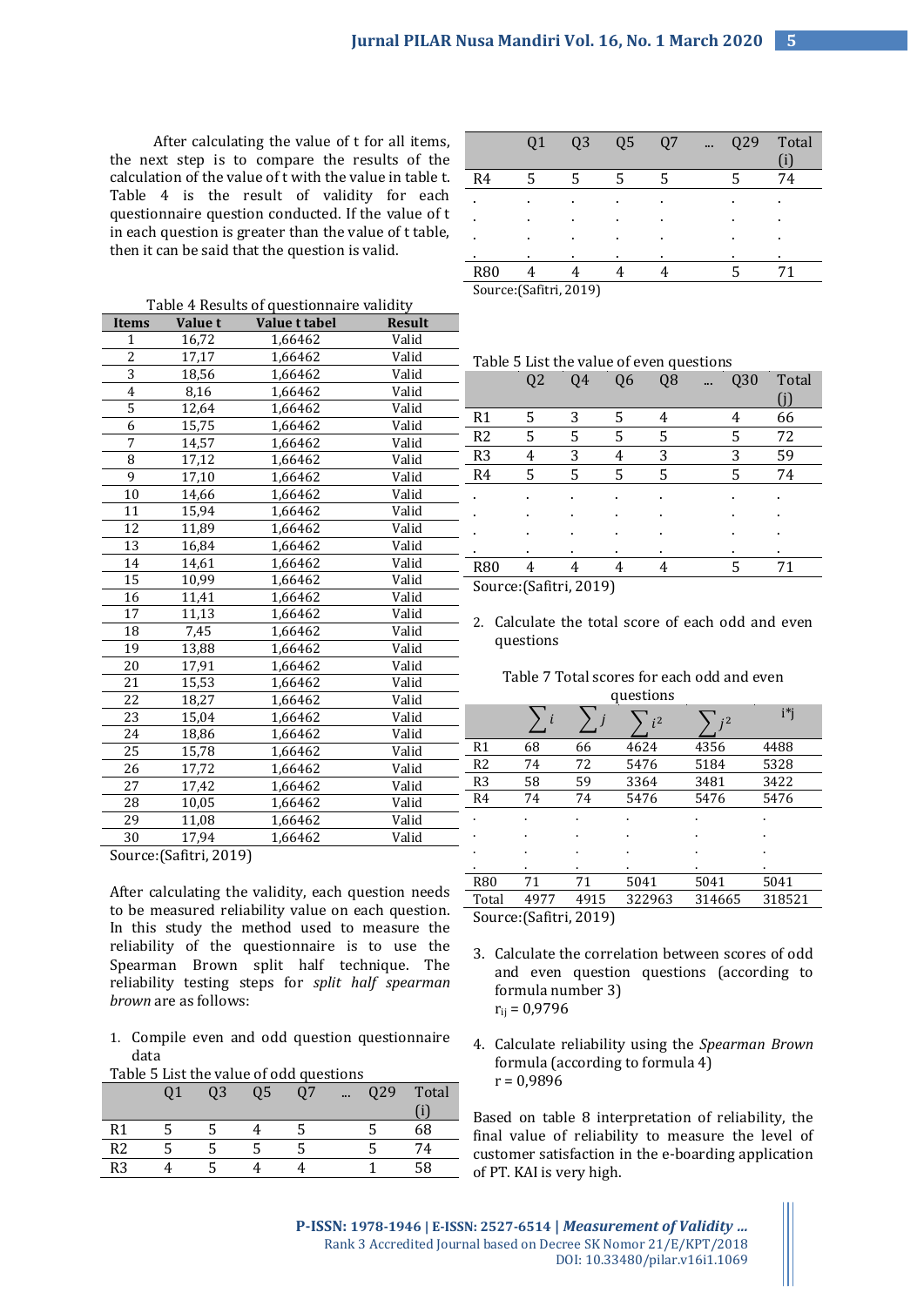After calculating the value of t for all items, the next step is to compare the results of the calculation of the value of t with the value in table t. Table 4 is the result of validity for each questionnaire question conducted. If the value of t in each question is greater than the value of t table, then it can be said that the question is valid.

Table 4 Results of questionnaire validity

| Items | Value t | Value t tabel | Result |
|---|---|---|---|
| 1 | 16,72 | 1,66462 | Valid |
| 2 | 17,17 | 1,66462 | Valid |
| 3 | 18,56 | 1,66462 | Valid |
| 4 | 8,16 | 1,66462 | Valid |
| 5 | 12,64 | 1,66462 | Valid |
| 6 | 15,75 | 1,66462 | Valid |
| 7 | 14,57 | 1,66462 | Valid |
| 8 | 17,12 | 1,66462 | Valid |
| 9 | 17,10 | 1,66462 | Valid |
| 10 | 14,66 | 1,66462 | Valid |
| 11 | 15,94 | 1,66462 | Valid |
| 12 | 11,89 | 1,66462 | Valid |
| 13 | 16,84 | 1,66462 | Valid |
| 14 | 14,61 | 1,66462 | Valid |
| 15 | 10,99 | 1,66462 | Valid |
| 16 | 11,41 | 1,66462 | Valid |
| 17 | 11,13 | 1,66462 | Valid |
| 18 | 7,45 | 1,66462 | Valid |
| 19 | 13,88 | 1,66462 | Valid |
| 20 | 17,91 | 1,66462 | Valid |
| 21 | 15,53 | 1,66462 | Valid |
| 22 | 18,27 | 1,66462 | Valid |
| 23 | 15,04 | 1,66462 | Valid |
| 24 | 18,86 | 1,66462 | Valid |
| 25 | 15,78 | 1,66462 | Valid |
| 26 | 17,72 | 1,66462 | Valid |
| 27 | 17,42 | 1,66462 | Valid |
| 28 | 10,05 | 1,66462 | Valid |
| 29 | 11,08 | 1,66462 | Valid |
| 30 | 17,94 | 1,66462 | Valid |

Source:(Safitri, 2019)

After calculating the validity, each question needs to be measured reliability value on each question. In this study the method used to measure the reliability of the questionnaire is to use the Spearman Brown split half technique. The reliability testing steps for *split half spearman brown* are as follows:

1. Compile even and odd question questionnaire data

Table 5 List the value of odd questions

| | Q1 | Q3 | Q5 | Q7 | ... | Q29 | Total (i) |
|---|---|---|---|---|---|---|---|
| R1 | 5 | 5 | 4 | 5 | | 5 | 68 |
| R2 | 5 | 5 | 5 | 5 | | 5 | 74 |
| R3 | 4 | 5 | 4 | 4 | | 1 | 58 |
| R4 | 5 | 5 | 5 | 5 | | 5 | 74 |
| . | . | . | . | . | | . | . |
| . | . | . | . | . | | . | . |
| . | . | . | . | . | | . | . |
| . | . | . | . | . | | . | . |
| R80 | 4 | 4 | 4 | 4 | | 5 | 71 |

Source:(Safitri, 2019)

Table 5 List the value of even questions

| | Q2 | Q4 | Q6 | Q8 | ... | Q30 | Total (j) |
|---|---|---|---|---|---|---|---|
| R1 | 5 | 3 | 5 | 4 | | 4 | 66 |
| R2 | 5 | 5 | 5 | 5 | | 5 | 72 |
| R3 | 4 | 3 | 4 | 3 | | 3 | 59 |
| R4 | 5 | 5 | 5 | 5 | | 5 | 74 |
| . | . | . | . | . | | . | . |
| . | . | . | . | . | | . | . |
| . | . | . | . | . | | . | . |
| . | . | . | . | . | | . | . |
| R80 | 4 | 4 | 4 | 4 | | 5 | 71 |

Source:(Safitri, 2019)

2. Calculate the total score of each odd and even questions

Table 7 Total scores for each odd and even questions

| | $\sum i$ | $\sum j$ | $\sum i^2$ | $\sum j^2$ | i*j |
|---|---|---|---|---|---|
| R1 | 68 | 66 | 4624 | 4356 | 4488 |
| R2 | 74 | 72 | 5476 | 5184 | 5328 |
| R3 | 58 | 59 | 3364 | 3481 | 3422 |
| R4 | 74 | 74 | 5476 | 5476 | 5476 |
| . | . | . | . | . | . |
| . | . | . | . | . | . |
| . | . | . | . | . | . |
| . | . | . | . | . | . |
| R80 | 71 | 71 | 5041 | 5041 | 5041 |
| Total | 4977 | 4915 | 322963 | 314665 | 318521 |

Source:(Safitri, 2019)

3. Calculate the correlation between scores of odd and even question questions (according to formula number 3)
   $r_{ij}$ = 0,9796

4. Calculate reliability using the *Spearman Brown* formula (according to formula 4)
   r = 0,9896

Based on table 8 interpretation of reliability, the final value of reliability to measure the level of customer satisfaction in the e-boarding application of PT. KAI is very high.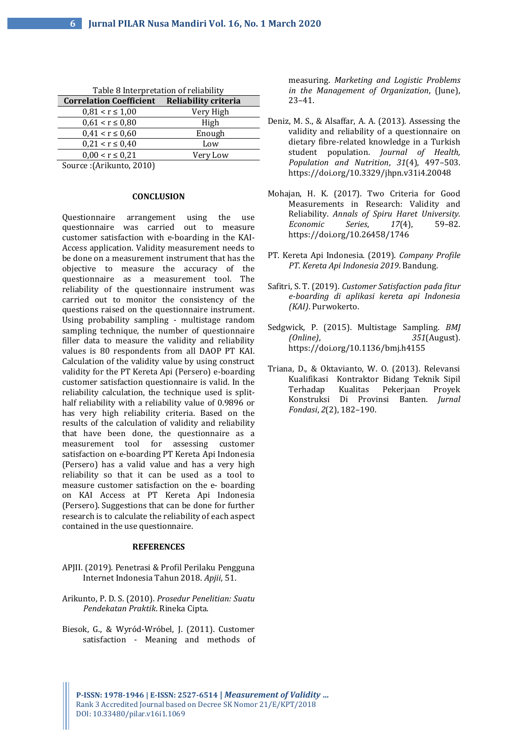Table 8 Interpretation of reliability

| Correlation Coefficient | Reliability criteria |
|---|---|
| 0,81 < r ≤ 1,00 | Very High |
| 0,61 < r ≤ 0,80 | High |
| 0,41 < r ≤ 0,60 | Enough |
| 0,21 < r ≤ 0,40 | Low |
| 0,00 < r ≤ 0,21 | Very Low |

Source :(Arikunto, 2010)

## CONCLUSION

Questionnaire arrangement using the use questionnaire was carried out to measure customer satisfaction with e-boarding in the KAI-Access application. Validity measurement needs to be done on a measurement instrument that has the objective to measure the accuracy of the questionnaire as a measurement tool. The reliability of the questionnaire instrument was carried out to monitor the consistency of the questions raised on the questionnaire instrument. Using probability sampling - multistage random sampling technique, the number of questionnaire filler data to measure the validity and reliability values is 80 respondents from all DAOP PT KAI. Calculation of the validity value by using construct validity for the PT Kereta Api (Persero) e-boarding customer satisfaction questionnaire is valid. In the reliability calculation, the technique used is split-half reliability with a reliability value of 0.9896 or has very high reliability criteria. Based on the results of the calculation of validity and reliability that have been done, the questionnaire as a measurement tool for assessing customer satisfaction on e-boarding PT Kereta Api Indonesia (Persero) has a valid value and has a very high reliability so that it can be used as a tool to measure customer satisfaction on the e- boarding on KAI Access at PT Kereta Api Indonesia (Persero). Suggestions that can be done for further research is to calculate the reliability of each aspect contained in the use questionnaire.

## REFERENCES

APJII. (2019). Penetrasi & Profil Perilaku Pengguna Internet Indonesia Tahun 2018. *Apjii*, 51.

Arikunto, P. D. S. (2010). *Prosedur Penelitian: Suatu Pendekatan Praktik*. Rineka Cipta.

Biesok, G., & Wyród-Wróbel, J. (2011). Customer satisfaction - Meaning and methods of measuring. *Marketing and Logistic Problems in the Management of Organization*, (June), 23–41.

Deniz, M. S., & Alsaffar, A. A. (2013). Assessing the validity and reliability of a questionnaire on dietary fibre-related knowledge in a Turkish student population. *Journal of Health, Population and Nutrition*, *31*(4), 497–503. https://doi.org/10.3329/jhpn.v31i4.20048

Mohajan, H. K. (2017). Two Criteria for Good Measurements in Research: Validity and Reliability. *Annals of Spiru Haret University. Economic Series*, *17*(4), 59–82. https://doi.org/10.26458/1746

PT. Kereta Api Indonesia. (2019). *Company Profile PT. Kereta Api Indonesia 2019*. Bandung.

Safitri, S. T. (2019). *Customer Satisfaction pada fitur e-boarding di aplikasi kereta api Indonesia (KAI)*. Purwokerto.

Sedgwick, P. (2015). Multistage Sampling. *BMJ (Online)*, *351*(August). https://doi.org/10.1136/bmj.h4155

Triana, D., & Oktavianto, W. O. (2013). Relevansi Kualifikasi Kontraktor Bidang Teknik Sipil Terhadap Kualitas Pekerjaan Proyek Konstruksi Di Provinsi Banten. *Jurnal Fondasi*, *2*(2), 182–190.